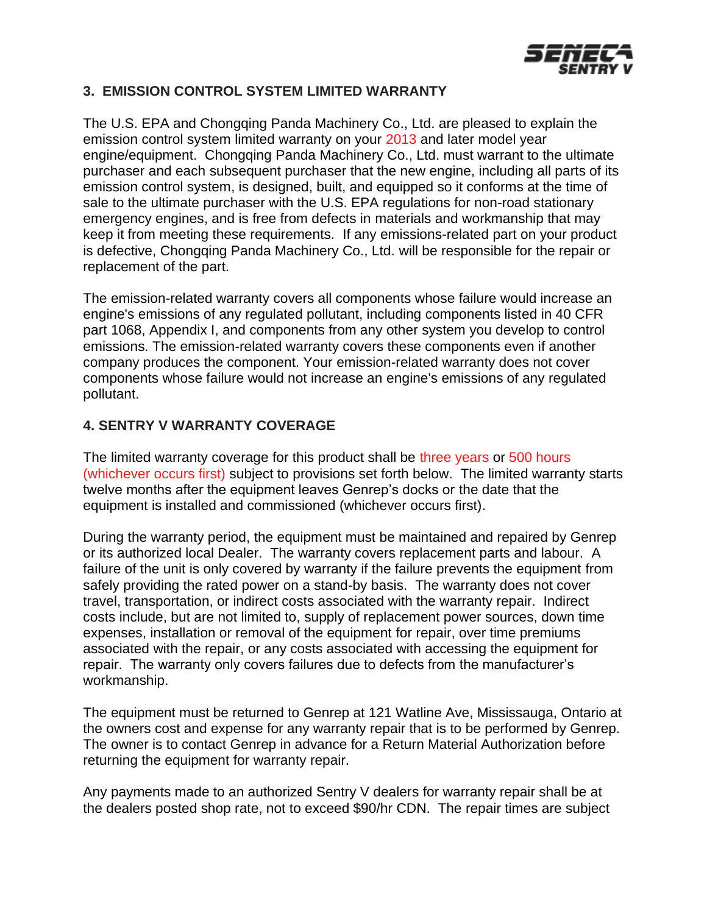## 3. EMISSION CONTROL SYSTEM LIMITED WARRANTY

The U.S. EPA and Chongqing Panda Machinery Co., Ltd. are pleased to explain the emission control system limited warranty on your 2013 and later model year engine/equipment. Chongqing Panda Machinery Co., Ltd. must warrant to the ultimate purchaser and each subsequent purchaser that the new engine, including all parts of its emission control system, is designed, built, and equipped so it conforms at the time of sale to the ultimate purchaser with the U.S. EPA regulations for non-road stationary emergency engines, and is free from defects in materials and workmanship that may keep it from meeting these requirements. If any emissions-related part on your product is defective, Chongqing Panda Machinery Co., Ltd. will be responsible for the repair or replacement of the part.

The emission-related warranty covers all components whose failure would increase an engine's emissions of any regulated pollutant, including components listed in 40 CFR part 1068, Appendix I, and components from any other system you develop to control emissions. The emission-related warranty covers these components even if another company produces the component. Your emission-related warranty does not cover components whose failure would not increase an engine's emissions of any regulated pollutant.

## 4. SENTRY V WARRANTY COVERAGE

The limited warranty coverage for this product shall be three years or 500 hours (whichever occurs first) subject to provisions set forth below. The limited warranty starts twelve months after the equipment leaves Genrep's docks or the date that the equipment is installed and commissioned (whichever occurs first).

During the warranty period, the equipment must be maintained and repaired by Genrep or its authorized local Dealer. The warranty covers replacement parts and labour. A failure of the unit is only covered by warranty if the failure prevents the equipment from safely providing the rated power on a stand-by basis. The warranty does not cover travel, transportation, or indirect costs associated with the warranty repair. Indirect costs include, but are not limited to, supply of replacement power sources, down time expenses, installation or removal of the equipment for repair, over time premiums associated with the repair, or any costs associated with accessing the equipment for repair. The warranty only covers failures due to defects from the manufacturer's workmanship.

The equipment must be returned to Genrep at 121 Watline Ave, Mississauga, Ontario at the owners cost and expense for any warranty repair that is to be performed by Genrep. The owner is to contact Genrep in advance for a Return Material Authorization before returning the equipment for warranty repair.

Any payments made to an authorized Sentry V dealers for warranty repair shall be at the dealers posted shop rate, not to exceed $90/hr CDN. The repair times are subject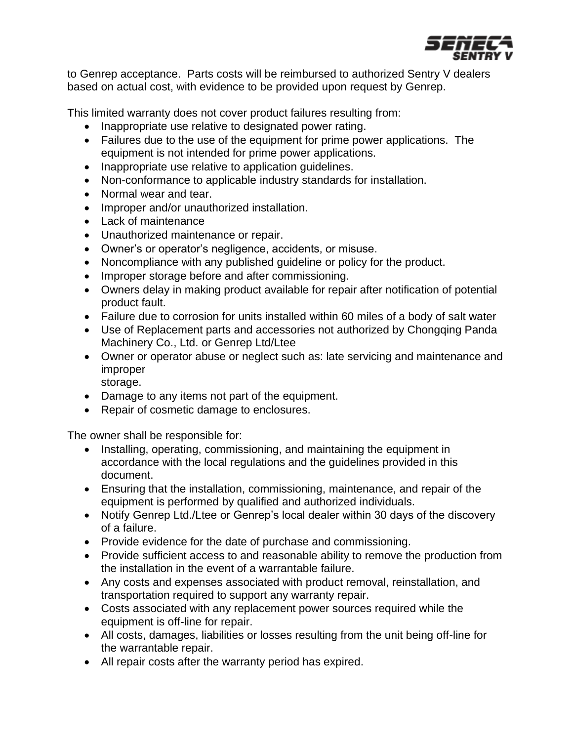to Genrep acceptance. Parts costs will be reimbursed to authorized Sentry V dealers based on actual cost, with evidence to be provided upon request by Genrep.

This limited warranty does not cover product failures resulting from:

- Inappropriate use relative to designated power rating.
- Failures due to the use of the equipment for prime power applications. The equipment is not intended for prime power applications.
- Inappropriate use relative to application guidelines.
- Non-conformance to applicable industry standards for installation.
- Normal wear and tear.
- Improper and/or unauthorized installation.
- Lack of maintenance
- Unauthorized maintenance or repair.
- Owner's or operator's negligence, accidents, or misuse.
- Noncompliance with any published guideline or policy for the product.
- Improper storage before and after commissioning.
- Owners delay in making product available for repair after notification of potential product fault.
- Failure due to corrosion for units installed within 60 miles of a body of salt water
- Use of Replacement parts and accessories not authorized by Chongqing Panda Machinery Co., Ltd. or Genrep Ltd/Ltee
- Owner or operator abuse or neglect such as: late servicing and maintenance and improper storage.
- Damage to any items not part of the equipment.
- Repair of cosmetic damage to enclosures.

The owner shall be responsible for:

- Installing, operating, commissioning, and maintaining the equipment in accordance with the local regulations and the guidelines provided in this document.
- Ensuring that the installation, commissioning, maintenance, and repair of the equipment is performed by qualified and authorized individuals.
- Notify Genrep Ltd./Ltee or Genrep's local dealer within 30 days of the discovery of a failure.
- Provide evidence for the date of purchase and commissioning.
- Provide sufficient access to and reasonable ability to remove the production from the installation in the event of a warrantable failure.
- Any costs and expenses associated with product removal, reinstallation, and transportation required to support any warranty repair.
- Costs associated with any replacement power sources required while the equipment is off-line for repair.
- All costs, damages, liabilities or losses resulting from the unit being off-line for the warrantable repair.
- All repair costs after the warranty period has expired.